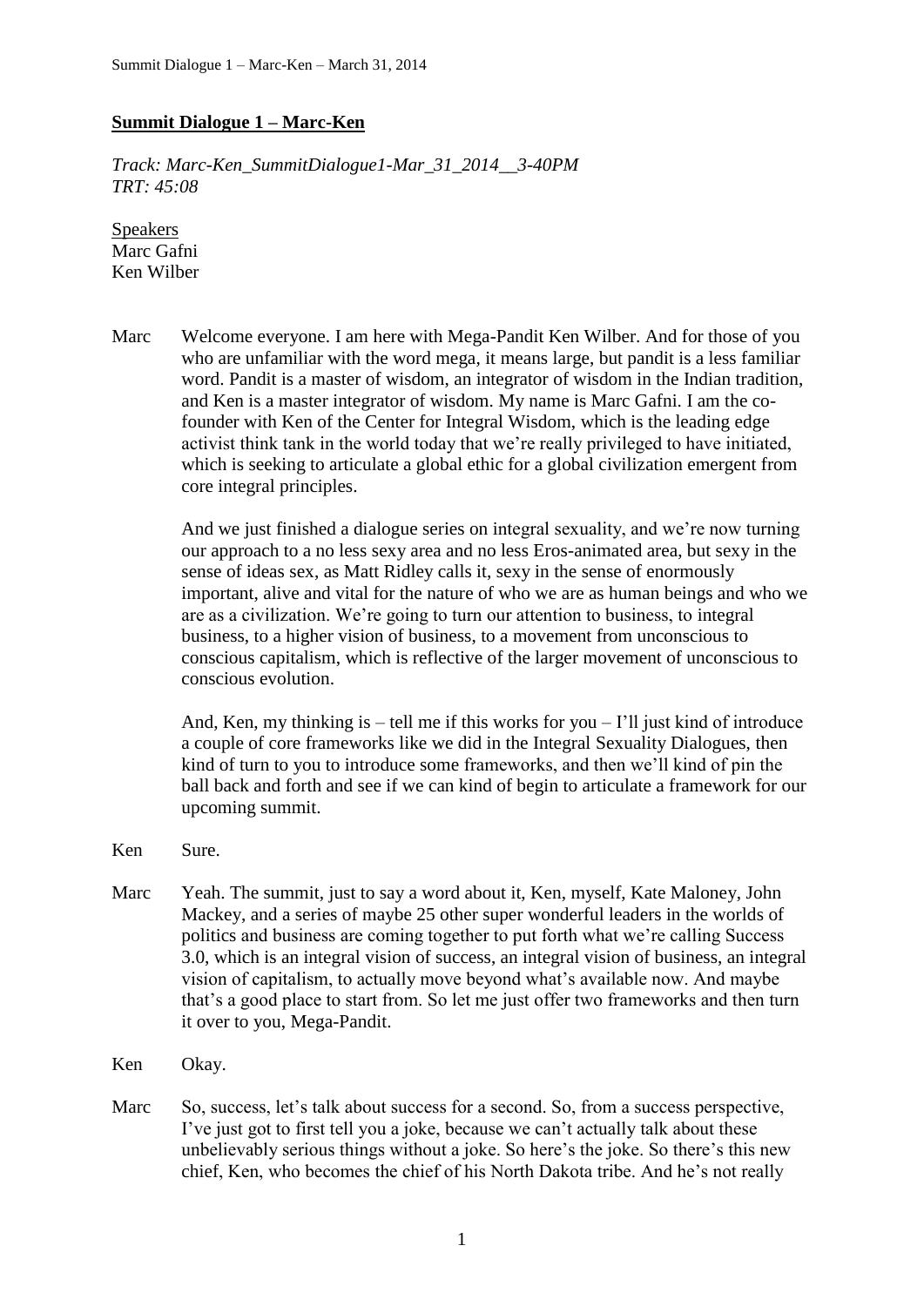## **Summit Dialogue 1 – Marc-Ken**

*Track: Marc-Ken_SummitDialogue1-Mar_31_2014__3-40PM*
*TRT: 45:08*

Speakers
Marc Gafni
Ken Wilber

Marc Welcome everyone. I am here with Mega-Pandit Ken Wilber. And for those of you who are unfamiliar with the word mega, it means large, but pandit is a less familiar word. Pandit is a master of wisdom, an integrator of wisdom in the Indian tradition, and Ken is a master integrator of wisdom. My name is Marc Gafni. I am the co-founder with Ken of the Center for Integral Wisdom, which is the leading edge activist think tank in the world today that we're really privileged to have initiated, which is seeking to articulate a global ethic for a global civilization emergent from core integral principles.

And we just finished a dialogue series on integral sexuality, and we're now turning our approach to a no less sexy area and no less Eros-animated area, but sexy in the sense of ideas sex, as Matt Ridley calls it, sexy in the sense of enormously important, alive and vital for the nature of who we are as human beings and who we are as a civilization. We're going to turn our attention to business, to integral business, to a higher vision of business, to a movement from unconscious to conscious capitalism, which is reflective of the larger movement of unconscious to conscious evolution.

And, Ken, my thinking is – tell me if this works for you – I'll just kind of introduce a couple of core frameworks like we did in the Integral Sexuality Dialogues, then kind of turn to you to introduce some frameworks, and then we'll kind of pin the ball back and forth and see if we can kind of begin to articulate a framework for our upcoming summit.

Ken Sure.

Marc Yeah. The summit, just to say a word about it, Ken, myself, Kate Maloney, John Mackey, and a series of maybe 25 other super wonderful leaders in the worlds of politics and business are coming together to put forth what we're calling Success 3.0, which is an integral vision of success, an integral vision of business, an integral vision of capitalism, to actually move beyond what's available now. And maybe that's a good place to start from. So let me just offer two frameworks and then turn it over to you, Mega-Pandit.

Ken Okay.

Marc So, success, let's talk about success for a second. So, from a success perspective, I've just got to first tell you a joke, because we can't actually talk about these unbelievably serious things without a joke. So here's the joke. So there's this new chief, Ken, who becomes the chief of his North Dakota tribe. And he's not really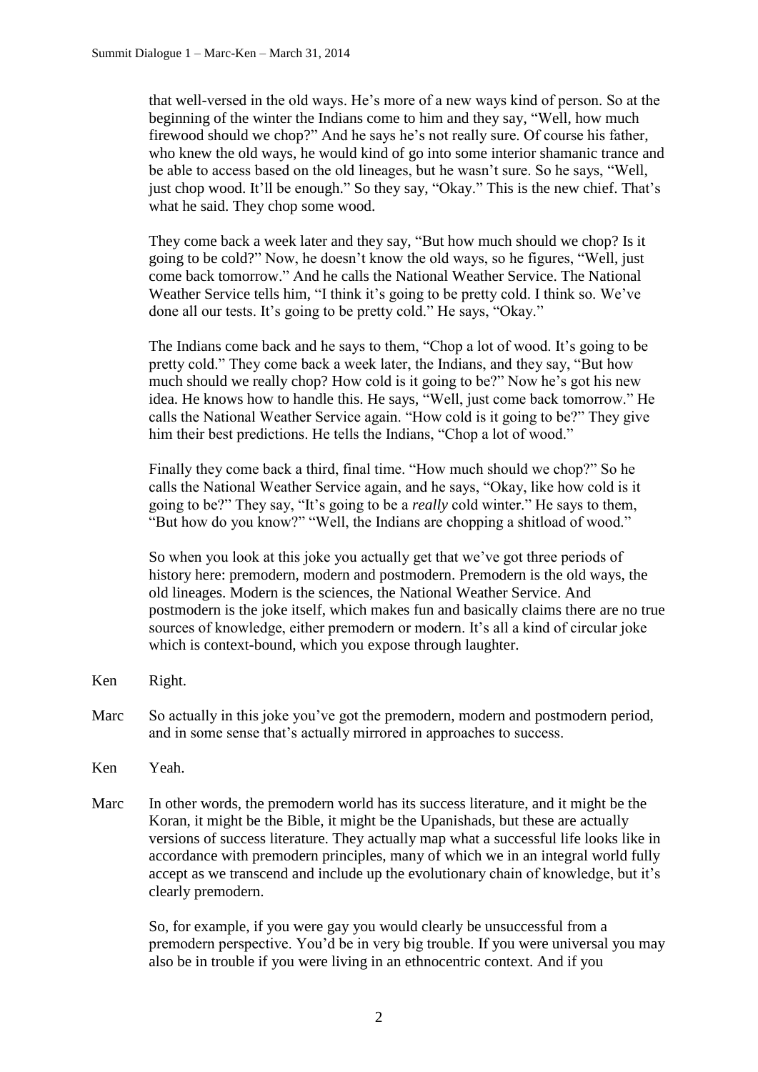that well-versed in the old ways. He's more of a new ways kind of person. So at the beginning of the winter the Indians come to him and they say, "Well, how much firewood should we chop?" And he says he's not really sure. Of course his father, who knew the old ways, he would kind of go into some interior shamanic trance and be able to access based on the old lineages, but he wasn't sure. So he says, "Well, just chop wood. It'll be enough." So they say, "Okay." This is the new chief. That's what he said. They chop some wood.

They come back a week later and they say, "But how much should we chop? Is it going to be cold?" Now, he doesn't know the old ways, so he figures, "Well, just come back tomorrow." And he calls the National Weather Service. The National Weather Service tells him, "I think it's going to be pretty cold. I think so. We've done all our tests. It's going to be pretty cold." He says, "Okay."

The Indians come back and he says to them, "Chop a lot of wood. It's going to be pretty cold." They come back a week later, the Indians, and they say, "But how much should we really chop? How cold is it going to be?" Now he's got his new idea. He knows how to handle this. He says, "Well, just come back tomorrow." He calls the National Weather Service again. "How cold is it going to be?" They give him their best predictions. He tells the Indians, "Chop a lot of wood."

Finally they come back a third, final time. "How much should we chop?" So he calls the National Weather Service again, and he says, "Okay, like how cold is it going to be?" They say, "It's going to be a *really* cold winter." He says to them, "But how do you know?" "Well, the Indians are chopping a shitload of wood."

So when you look at this joke you actually get that we've got three periods of history here: premodern, modern and postmodern. Premodern is the old ways, the old lineages. Modern is the sciences, the National Weather Service. And postmodern is the joke itself, which makes fun and basically claims there are no true sources of knowledge, either premodern or modern. It's all a kind of circular joke which is context-bound, which you expose through laughter.

Ken Right.

Marc So actually in this joke you've got the premodern, modern and postmodern period, and in some sense that's actually mirrored in approaches to success.

Ken Yeah.

Marc In other words, the premodern world has its success literature, and it might be the Koran, it might be the Bible, it might be the Upanishads, but these are actually versions of success literature. They actually map what a successful life looks like in accordance with premodern principles, many of which we in an integral world fully accept as we transcend and include up the evolutionary chain of knowledge, but it's clearly premodern.

So, for example, if you were gay you would clearly be unsuccessful from a premodern perspective. You'd be in very big trouble. If you were universal you may also be in trouble if you were living in an ethnocentric context. And if you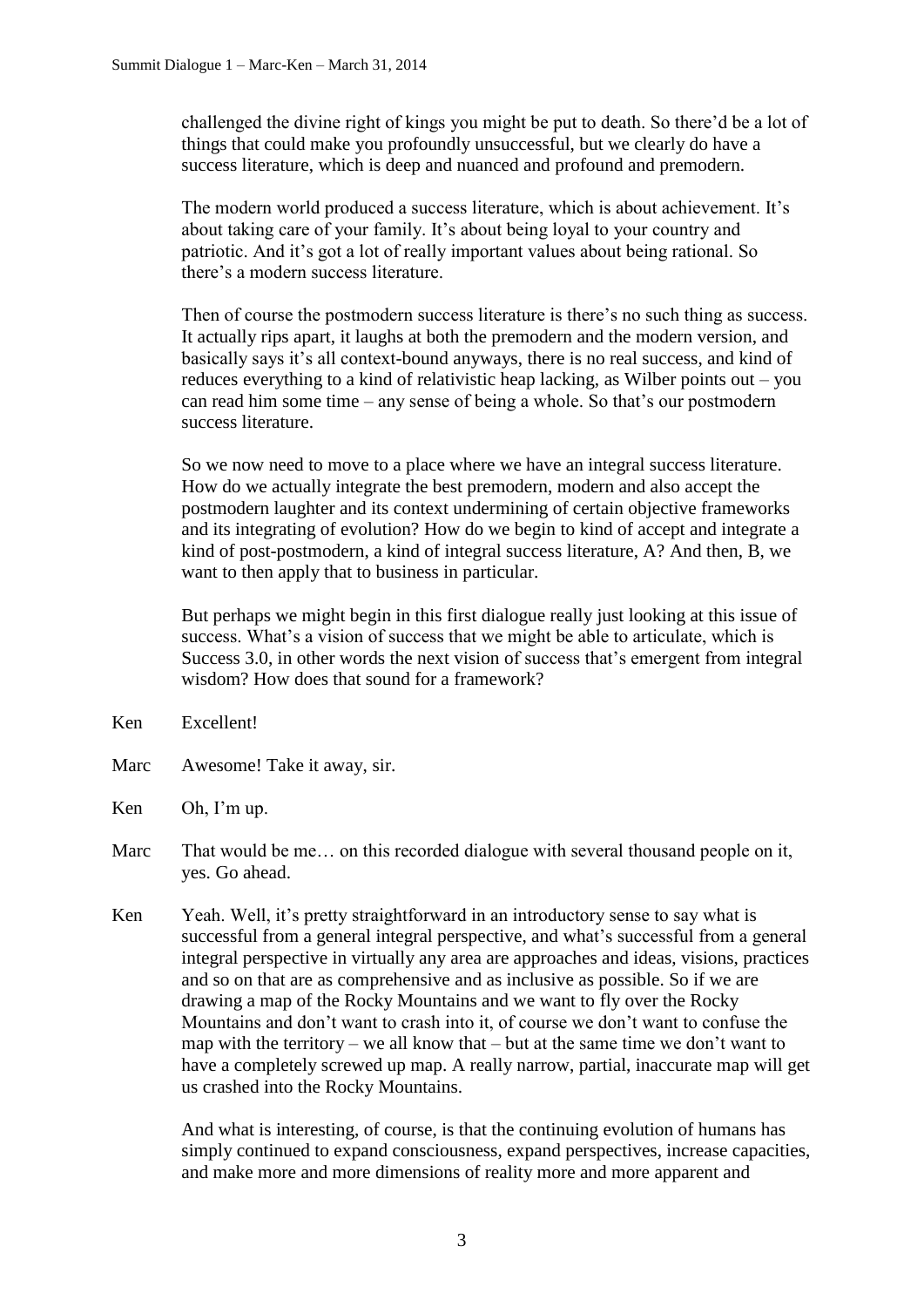challenged the divine right of kings you might be put to death. So there'd be a lot of things that could make you profoundly unsuccessful, but we clearly do have a success literature, which is deep and nuanced and profound and premodern.

The modern world produced a success literature, which is about achievement. It's about taking care of your family. It's about being loyal to your country and patriotic. And it's got a lot of really important values about being rational. So there's a modern success literature.

Then of course the postmodern success literature is there's no such thing as success. It actually rips apart, it laughs at both the premodern and the modern version, and basically says it's all context-bound anyways, there is no real success, and kind of reduces everything to a kind of relativistic heap lacking, as Wilber points out – you can read him some time – any sense of being a whole. So that's our postmodern success literature.

So we now need to move to a place where we have an integral success literature. How do we actually integrate the best premodern, modern and also accept the postmodern laughter and its context undermining of certain objective frameworks and its integrating of evolution? How do we begin to kind of accept and integrate a kind of post-postmodern, a kind of integral success literature, A? And then, B, we want to then apply that to business in particular.

But perhaps we might begin in this first dialogue really just looking at this issue of success. What's a vision of success that we might be able to articulate, which is Success 3.0, in other words the next vision of success that's emergent from integral wisdom? How does that sound for a framework?

**Ken** Excellent!

**Marc** Awesome! Take it away, sir.

**Ken** Oh, I'm up.

**Marc** That would be me… on this recorded dialogue with several thousand people on it, yes. Go ahead.

**Ken** Yeah. Well, it's pretty straightforward in an introductory sense to say what is successful from a general integral perspective, and what's successful from a general integral perspective in virtually any area are approaches and ideas, visions, practices and so on that are as comprehensive and as inclusive as possible. So if we are drawing a map of the Rocky Mountains and we want to fly over the Rocky Mountains and don't want to crash into it, of course we don't want to confuse the map with the territory – we all know that – but at the same time we don't want to have a completely screwed up map. A really narrow, partial, inaccurate map will get us crashed into the Rocky Mountains.

And what is interesting, of course, is that the continuing evolution of humans has simply continued to expand consciousness, expand perspectives, increase capacities, and make more and more dimensions of reality more and more apparent and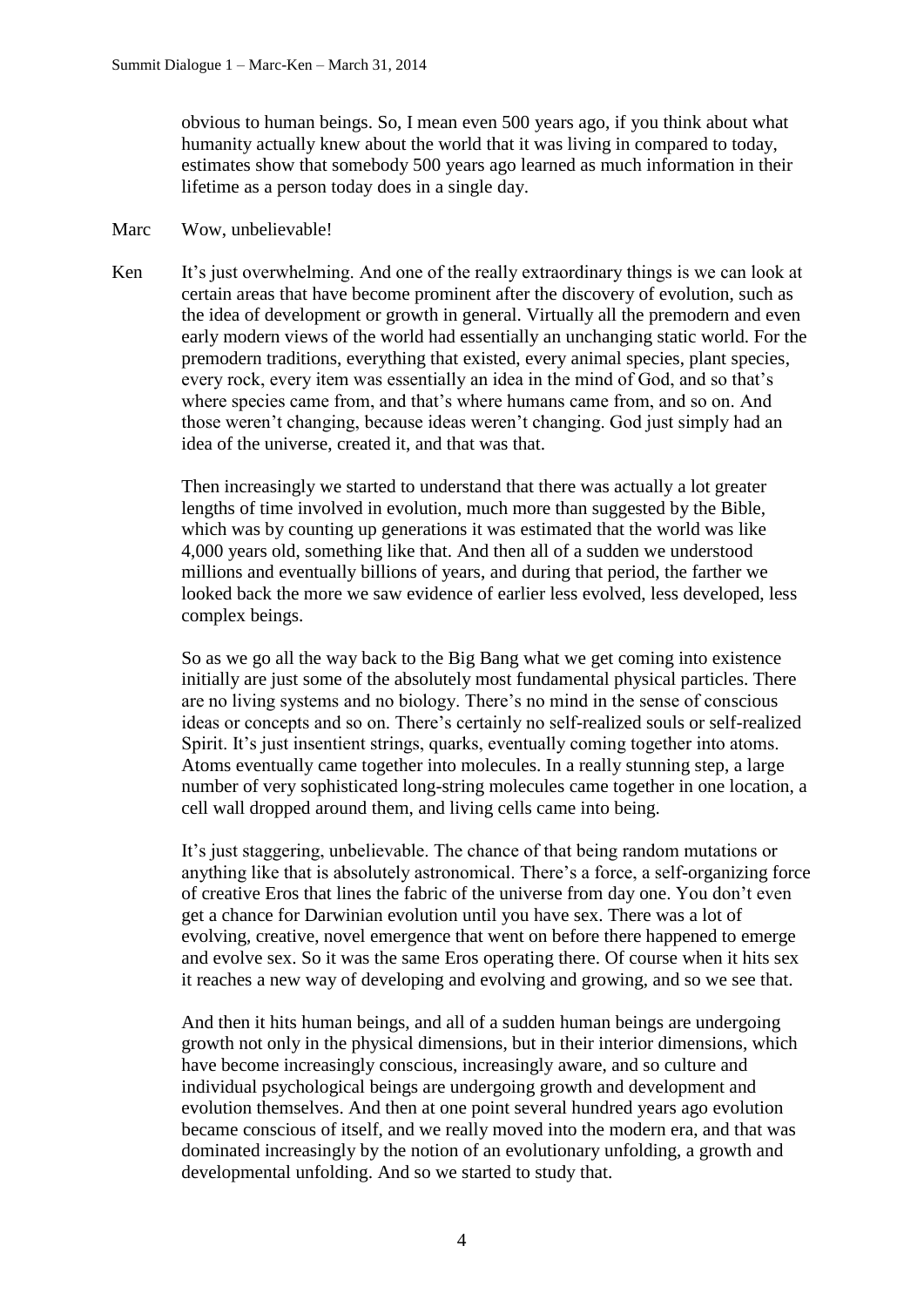obvious to human beings. So, I mean even 500 years ago, if you think about what humanity actually knew about the world that it was living in compared to today, estimates show that somebody 500 years ago learned as much information in their lifetime as a person today does in a single day.

Marc Wow, unbelievable!

Ken It's just overwhelming. And one of the really extraordinary things is we can look at certain areas that have become prominent after the discovery of evolution, such as the idea of development or growth in general. Virtually all the premodern and even early modern views of the world had essentially an unchanging static world. For the premodern traditions, everything that existed, every animal species, plant species, every rock, every item was essentially an idea in the mind of God, and so that's where species came from, and that's where humans came from, and so on. And those weren't changing, because ideas weren't changing. God just simply had an idea of the universe, created it, and that was that.

Then increasingly we started to understand that there was actually a lot greater lengths of time involved in evolution, much more than suggested by the Bible, which was by counting up generations it was estimated that the world was like 4,000 years old, something like that. And then all of a sudden we understood millions and eventually billions of years, and during that period, the farther we looked back the more we saw evidence of earlier less evolved, less developed, less complex beings.

So as we go all the way back to the Big Bang what we get coming into existence initially are just some of the absolutely most fundamental physical particles. There are no living systems and no biology. There's no mind in the sense of conscious ideas or concepts and so on. There's certainly no self-realized souls or self-realized Spirit. It's just insentient strings, quarks, eventually coming together into atoms. Atoms eventually came together into molecules. In a really stunning step, a large number of very sophisticated long-string molecules came together in one location, a cell wall dropped around them, and living cells came into being.

It's just staggering, unbelievable. The chance of that being random mutations or anything like that is absolutely astronomical. There's a force, a self-organizing force of creative Eros that lines the fabric of the universe from day one. You don't even get a chance for Darwinian evolution until you have sex. There was a lot of evolving, creative, novel emergence that went on before there happened to emerge and evolve sex. So it was the same Eros operating there. Of course when it hits sex it reaches a new way of developing and evolving and growing, and so we see that.

And then it hits human beings, and all of a sudden human beings are undergoing growth not only in the physical dimensions, but in their interior dimensions, which have become increasingly conscious, increasingly aware, and so culture and individual psychological beings are undergoing growth and development and evolution themselves. And then at one point several hundred years ago evolution became conscious of itself, and we really moved into the modern era, and that was dominated increasingly by the notion of an evolutionary unfolding, a growth and developmental unfolding. And so we started to study that.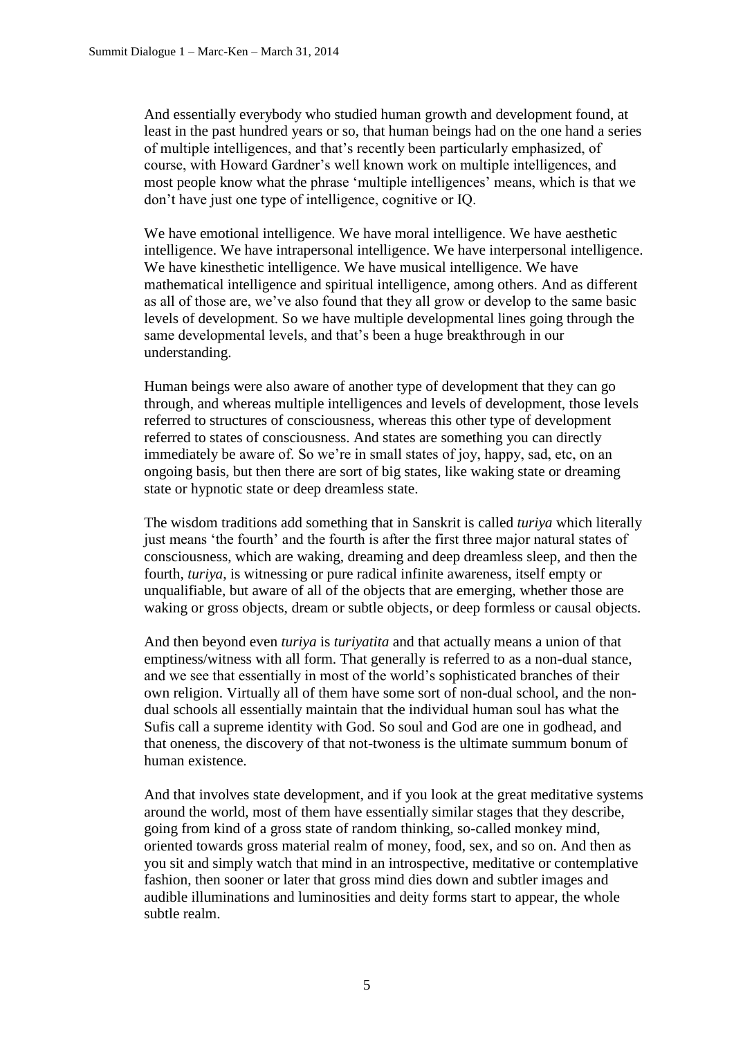And essentially everybody who studied human growth and development found, at least in the past hundred years or so, that human beings had on the one hand a series of multiple intelligences, and that's recently been particularly emphasized, of course, with Howard Gardner's well known work on multiple intelligences, and most people know what the phrase 'multiple intelligences' means, which is that we don't have just one type of intelligence, cognitive or IQ.

We have emotional intelligence. We have moral intelligence. We have aesthetic intelligence. We have intrapersonal intelligence. We have interpersonal intelligence. We have kinesthetic intelligence. We have musical intelligence. We have mathematical intelligence and spiritual intelligence, among others. And as different as all of those are, we've also found that they all grow or develop to the same basic levels of development. So we have multiple developmental lines going through the same developmental levels, and that's been a huge breakthrough in our understanding.

Human beings were also aware of another type of development that they can go through, and whereas multiple intelligences and levels of development, those levels referred to structures of consciousness, whereas this other type of development referred to states of consciousness. And states are something you can directly immediately be aware of. So we're in small states of joy, happy, sad, etc, on an ongoing basis, but then there are sort of big states, like waking state or dreaming state or hypnotic state or deep dreamless state.

The wisdom traditions add something that in Sanskrit is called *turiya* which literally just means 'the fourth' and the fourth is after the first three major natural states of consciousness, which are waking, dreaming and deep dreamless sleep, and then the fourth, *turiya*, is witnessing or pure radical infinite awareness, itself empty or unqualifiable, but aware of all of the objects that are emerging, whether those are waking or gross objects, dream or subtle objects, or deep formless or causal objects.

And then beyond even *turiya* is *turiyatita* and that actually means a union of that emptiness/witness with all form. That generally is referred to as a non-dual stance, and we see that essentially in most of the world's sophisticated branches of their own religion. Virtually all of them have some sort of non-dual school, and the non-dual schools all essentially maintain that the individual human soul has what the Sufis call a supreme identity with God. So soul and God are one in godhead, and that oneness, the discovery of that not-twoness is the ultimate summum bonum of human existence.

And that involves state development, and if you look at the great meditative systems around the world, most of them have essentially similar stages that they describe, going from kind of a gross state of random thinking, so-called monkey mind, oriented towards gross material realm of money, food, sex, and so on. And then as you sit and simply watch that mind in an introspective, meditative or contemplative fashion, then sooner or later that gross mind dies down and subtler images and audible illuminations and luminosities and deity forms start to appear, the whole subtle realm.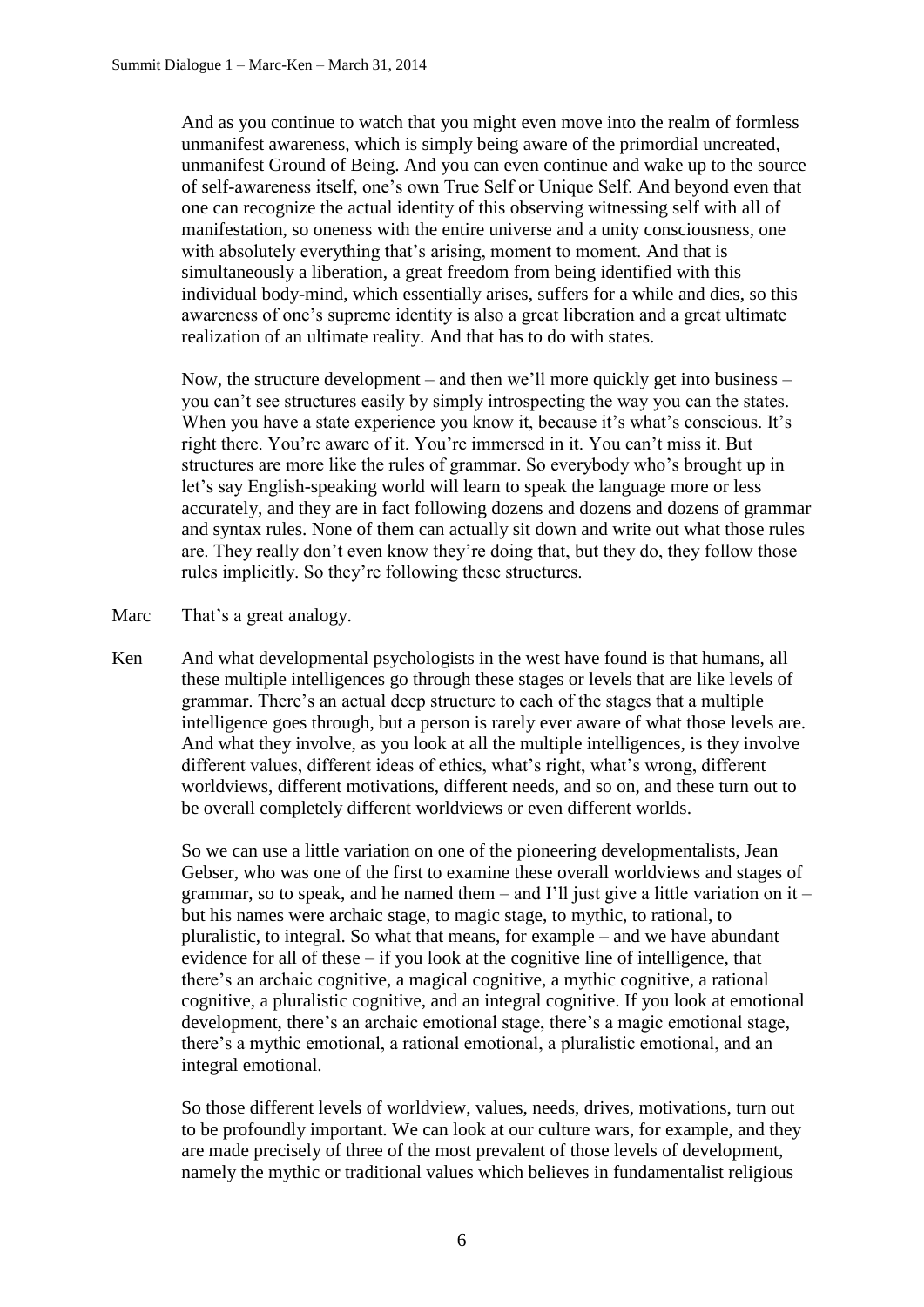And as you continue to watch that you might even move into the realm of formless unmanifest awareness, which is simply being aware of the primordial uncreated, unmanifest Ground of Being. And you can even continue and wake up to the source of self-awareness itself, one's own True Self or Unique Self. And beyond even that one can recognize the actual identity of this observing witnessing self with all of manifestation, so oneness with the entire universe and a unity consciousness, one with absolutely everything that's arising, moment to moment. And that is simultaneously a liberation, a great freedom from being identified with this individual body-mind, which essentially arises, suffers for a while and dies, so this awareness of one's supreme identity is also a great liberation and a great ultimate realization of an ultimate reality. And that has to do with states.

Now, the structure development – and then we'll more quickly get into business – you can't see structures easily by simply introspecting the way you can the states. When you have a state experience you know it, because it's what's conscious. It's right there. You're aware of it. You're immersed in it. You can't miss it. But structures are more like the rules of grammar. So everybody who's brought up in let's say English-speaking world will learn to speak the language more or less accurately, and they are in fact following dozens and dozens and dozens of grammar and syntax rules. None of them can actually sit down and write out what those rules are. They really don't even know they're doing that, but they do, they follow those rules implicitly. So they're following these structures.

Marc That's a great analogy.

Ken And what developmental psychologists in the west have found is that humans, all these multiple intelligences go through these stages or levels that are like levels of grammar. There's an actual deep structure to each of the stages that a multiple intelligence goes through, but a person is rarely ever aware of what those levels are. And what they involve, as you look at all the multiple intelligences, is they involve different values, different ideas of ethics, what's right, what's wrong, different worldviews, different motivations, different needs, and so on, and these turn out to be overall completely different worldviews or even different worlds.

So we can use a little variation on one of the pioneering developmentalists, Jean Gebser, who was one of the first to examine these overall worldviews and stages of grammar, so to speak, and he named them – and I'll just give a little variation on it – but his names were archaic stage, to magic stage, to mythic, to rational, to pluralistic, to integral. So what that means, for example – and we have abundant evidence for all of these – if you look at the cognitive line of intelligence, that there's an archaic cognitive, a magical cognitive, a mythic cognitive, a rational cognitive, a pluralistic cognitive, and an integral cognitive. If you look at emotional development, there's an archaic emotional stage, there's a magic emotional stage, there's a mythic emotional, a rational emotional, a pluralistic emotional, and an integral emotional.

So those different levels of worldview, values, needs, drives, motivations, turn out to be profoundly important. We can look at our culture wars, for example, and they are made precisely of three of the most prevalent of those levels of development, namely the mythic or traditional values which believes in fundamentalist religious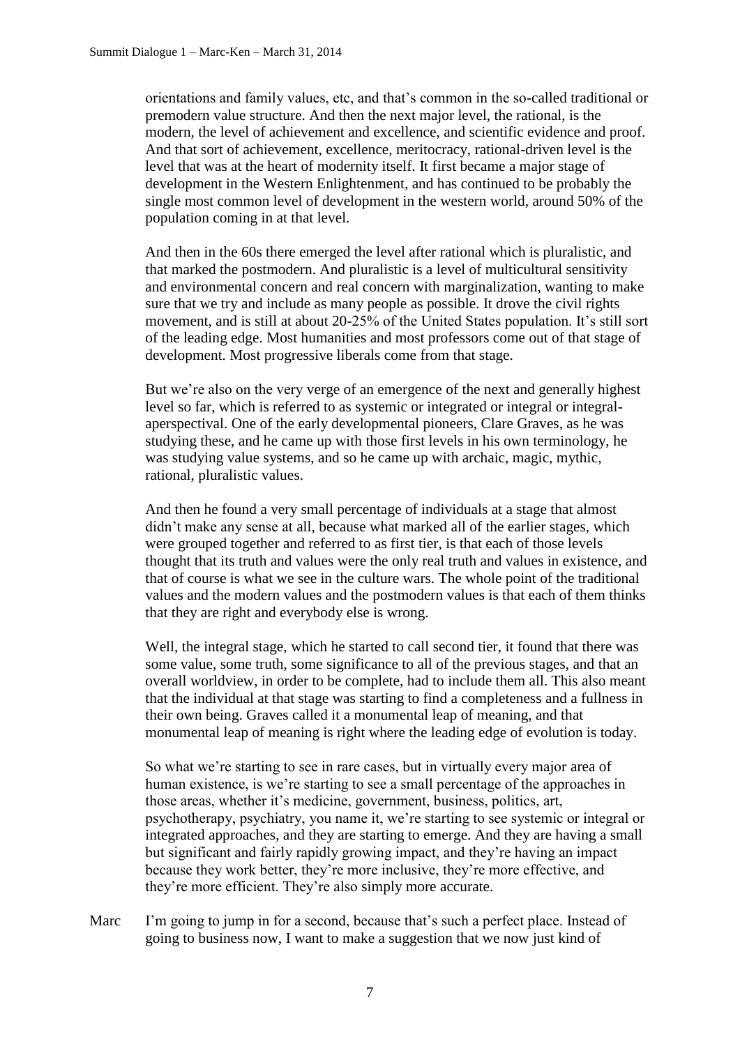orientations and family values, etc, and that's common in the so-called traditional or premodern value structure. And then the next major level, the rational, is the modern, the level of achievement and excellence, and scientific evidence and proof. And that sort of achievement, excellence, meritocracy, rational-driven level is the level that was at the heart of modernity itself. It first became a major stage of development in the Western Enlightenment, and has continued to be probably the single most common level of development in the western world, around 50% of the population coming in at that level.

And then in the 60s there emerged the level after rational which is pluralistic, and that marked the postmodern. And pluralistic is a level of multicultural sensitivity and environmental concern and real concern with marginalization, wanting to make sure that we try and include as many people as possible. It drove the civil rights movement, and is still at about 20-25% of the United States population. It's still sort of the leading edge. Most humanities and most professors come out of that stage of development. Most progressive liberals come from that stage.

But we're also on the very verge of an emergence of the next and generally highest level so far, which is referred to as systemic or integrated or integral or integral-aperspectival. One of the early developmental pioneers, Clare Graves, as he was studying these, and he came up with those first levels in his own terminology, he was studying value systems, and so he came up with archaic, magic, mythic, rational, pluralistic values.

And then he found a very small percentage of individuals at a stage that almost didn't make any sense at all, because what marked all of the earlier stages, which were grouped together and referred to as first tier, is that each of those levels thought that its truth and values were the only real truth and values in existence, and that of course is what we see in the culture wars. The whole point of the traditional values and the modern values and the postmodern values is that each of them thinks that they are right and everybody else is wrong.

Well, the integral stage, which he started to call second tier, it found that there was some value, some truth, some significance to all of the previous stages, and that an overall worldview, in order to be complete, had to include them all. This also meant that the individual at that stage was starting to find a completeness and a fullness in their own being. Graves called it a monumental leap of meaning, and that monumental leap of meaning is right where the leading edge of evolution is today.

So what we're starting to see in rare cases, but in virtually every major area of human existence, is we're starting to see a small percentage of the approaches in those areas, whether it's medicine, government, business, politics, art, psychotherapy, psychiatry, you name it, we're starting to see systemic or integral or integrated approaches, and they are starting to emerge. And they are having a small but significant and fairly rapidly growing impact, and they're having an impact because they work better, they're more inclusive, they're more effective, and they're more efficient. They're also simply more accurate.

Marc I'm going to jump in for a second, because that's such a perfect place. Instead of going to business now, I want to make a suggestion that we now just kind of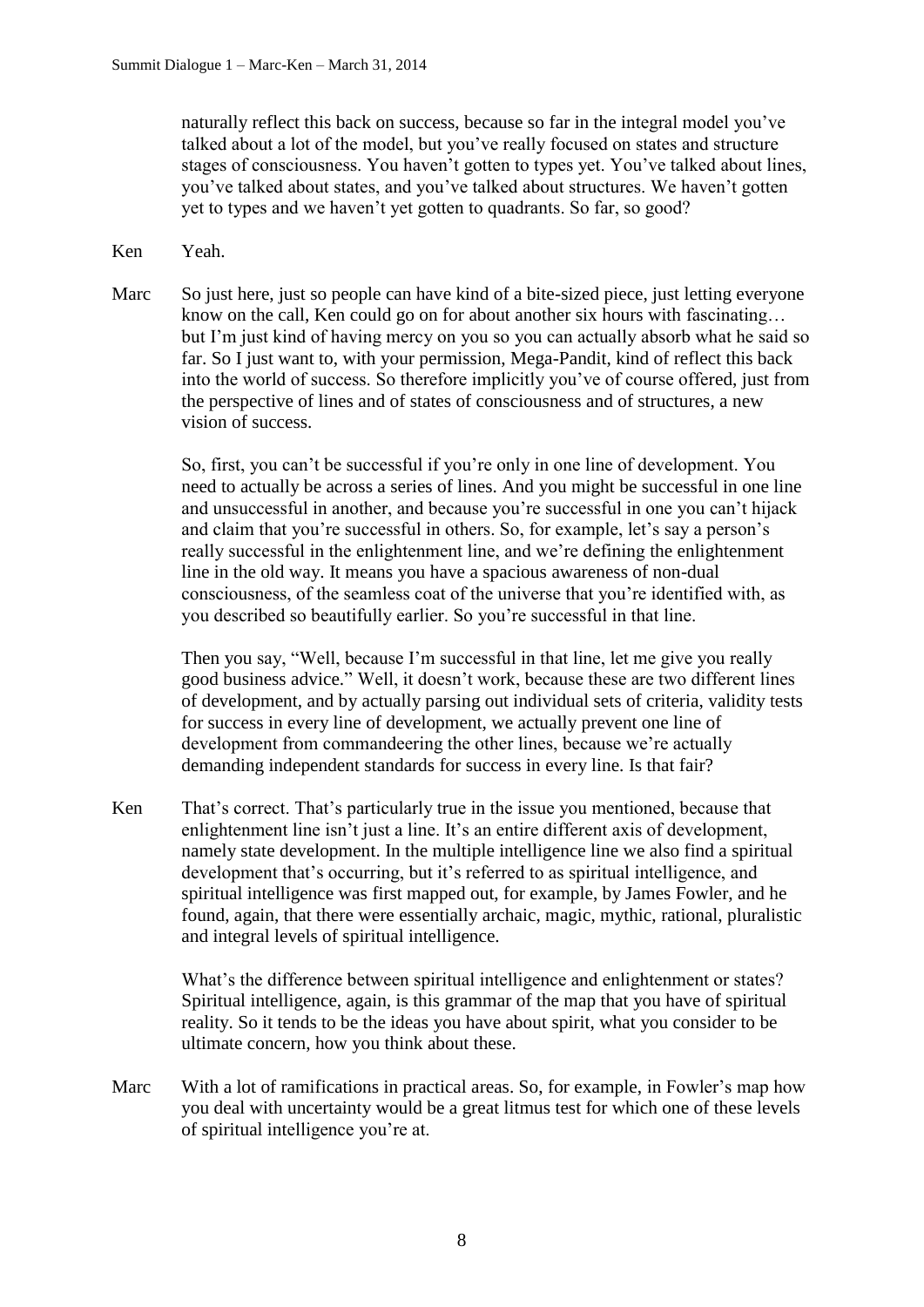naturally reflect this back on success, because so far in the integral model you've talked about a lot of the model, but you've really focused on states and structure stages of consciousness. You haven't gotten to types yet. You've talked about lines, you've talked about states, and you've talked about structures. We haven't gotten yet to types and we haven't yet gotten to quadrants. So far, so good?

Ken	Yeah.

Marc	So just here, just so people can have kind of a bite-sized piece, just letting everyone know on the call, Ken could go on for about another six hours with fascinating… but I'm just kind of having mercy on you so you can actually absorb what he said so far. So I just want to, with your permission, Mega-Pandit, kind of reflect this back into the world of success. So therefore implicitly you've of course offered, just from the perspective of lines and of states of consciousness and of structures, a new vision of success.

So, first, you can't be successful if you're only in one line of development. You need to actually be across a series of lines. And you might be successful in one line and unsuccessful in another, and because you're successful in one you can't hijack and claim that you're successful in others. So, for example, let's say a person's really successful in the enlightenment line, and we're defining the enlightenment line in the old way. It means you have a spacious awareness of non-dual consciousness, of the seamless coat of the universe that you're identified with, as you described so beautifully earlier. So you're successful in that line.

Then you say, "Well, because I'm successful in that line, let me give you really good business advice." Well, it doesn't work, because these are two different lines of development, and by actually parsing out individual sets of criteria, validity tests for success in every line of development, we actually prevent one line of development from commandeering the other lines, because we're actually demanding independent standards for success in every line. Is that fair?

Ken	That's correct. That's particularly true in the issue you mentioned, because that enlightenment line isn't just a line. It's an entire different axis of development, namely state development. In the multiple intelligence line we also find a spiritual development that's occurring, but it's referred to as spiritual intelligence, and spiritual intelligence was first mapped out, for example, by James Fowler, and he found, again, that there were essentially archaic, magic, mythic, rational, pluralistic and integral levels of spiritual intelligence.

What's the difference between spiritual intelligence and enlightenment or states? Spiritual intelligence, again, is this grammar of the map that you have of spiritual reality. So it tends to be the ideas you have about spirit, what you consider to be ultimate concern, how you think about these.

Marc	With a lot of ramifications in practical areas. So, for example, in Fowler's map how you deal with uncertainty would be a great litmus test for which one of these levels of spiritual intelligence you're at.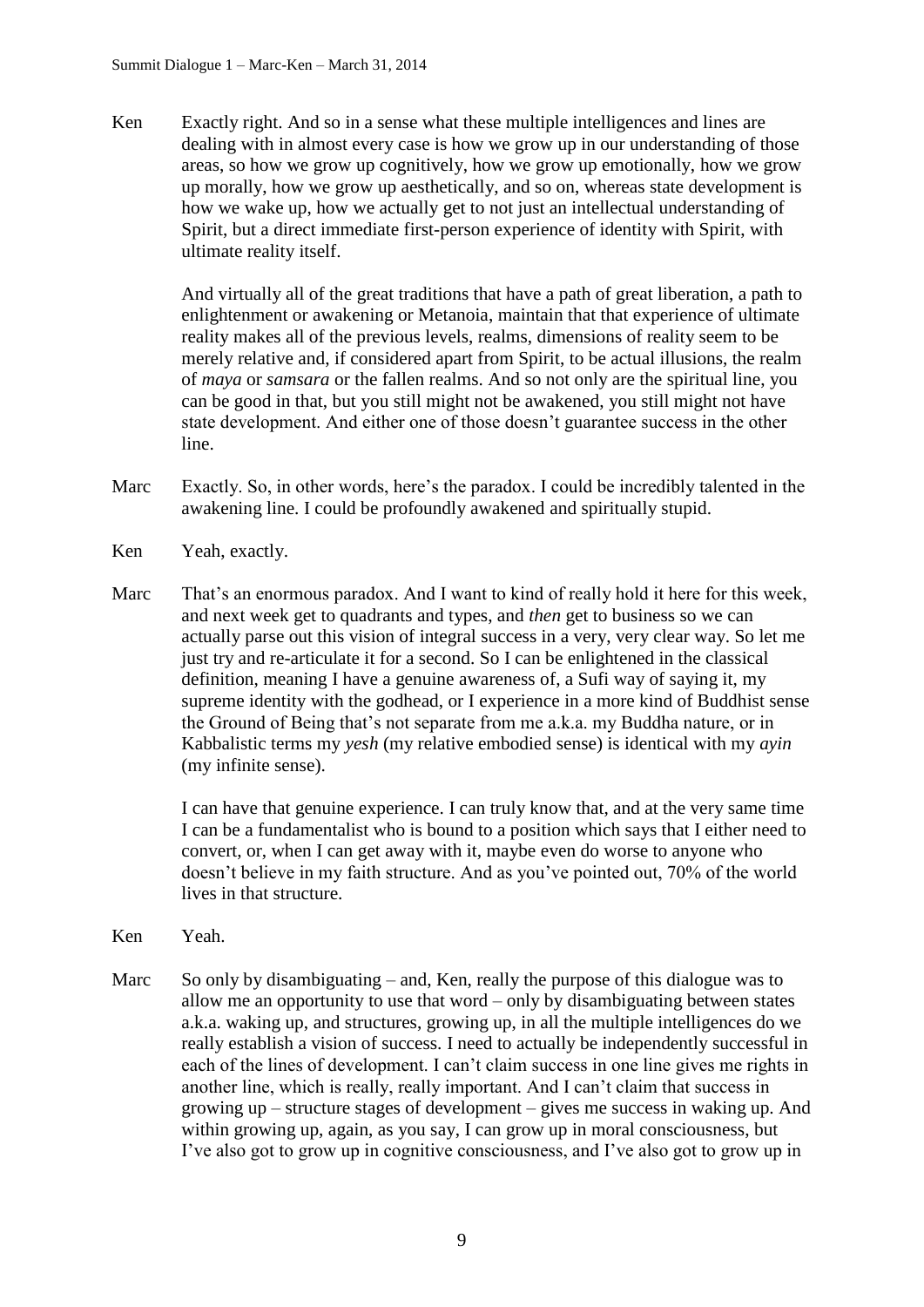**Ken** Exactly right. And so in a sense what these multiple intelligences and lines are dealing with in almost every case is how we grow up in our understanding of those areas, so how we grow up cognitively, how we grow up emotionally, how we grow up morally, how we grow up aesthetically, and so on, whereas state development is how we wake up, how we actually get to not just an intellectual understanding of Spirit, but a direct immediate first-person experience of identity with Spirit, with ultimate reality itself.

And virtually all of the great traditions that have a path of great liberation, a path to enlightenment or awakening or Metanoia, maintain that that experience of ultimate reality makes all of the previous levels, realms, dimensions of reality seem to be merely relative and, if considered apart from Spirit, to be actual illusions, the realm of *maya* or *samsara* or the fallen realms. And so not only are the spiritual line, you can be good in that, but you still might not be awakened, you still might not have state development. And either one of those doesn't guarantee success in the other line.

**Marc** Exactly. So, in other words, here's the paradox. I could be incredibly talented in the awakening line. I could be profoundly awakened and spiritually stupid.

**Ken** Yeah, exactly.

**Marc** That's an enormous paradox. And I want to kind of really hold it here for this week, and next week get to quadrants and types, and *then* get to business so we can actually parse out this vision of integral success in a very, very clear way. So let me just try and re-articulate it for a second. So I can be enlightened in the classical definition, meaning I have a genuine awareness of, a Sufi way of saying it, my supreme identity with the godhead, or I experience in a more kind of Buddhist sense the Ground of Being that's not separate from me a.k.a. my Buddha nature, or in Kabbalistic terms my *yesh* (my relative embodied sense) is identical with my *ayin* (my infinite sense).

I can have that genuine experience. I can truly know that, and at the very same time I can be a fundamentalist who is bound to a position which says that I either need to convert, or, when I can get away with it, maybe even do worse to anyone who doesn't believe in my faith structure. And as you've pointed out, 70% of the world lives in that structure.

**Ken** Yeah.

**Marc** So only by disambiguating – and, Ken, really the purpose of this dialogue was to allow me an opportunity to use that word – only by disambiguating between states a.k.a. waking up, and structures, growing up, in all the multiple intelligences do we really establish a vision of success. I need to actually be independently successful in each of the lines of development. I can't claim success in one line gives me rights in another line, which is really, really important. And I can't claim that success in growing up – structure stages of development – gives me success in waking up. And within growing up, again, as you say, I can grow up in moral consciousness, but I've also got to grow up in cognitive consciousness, and I've also got to grow up in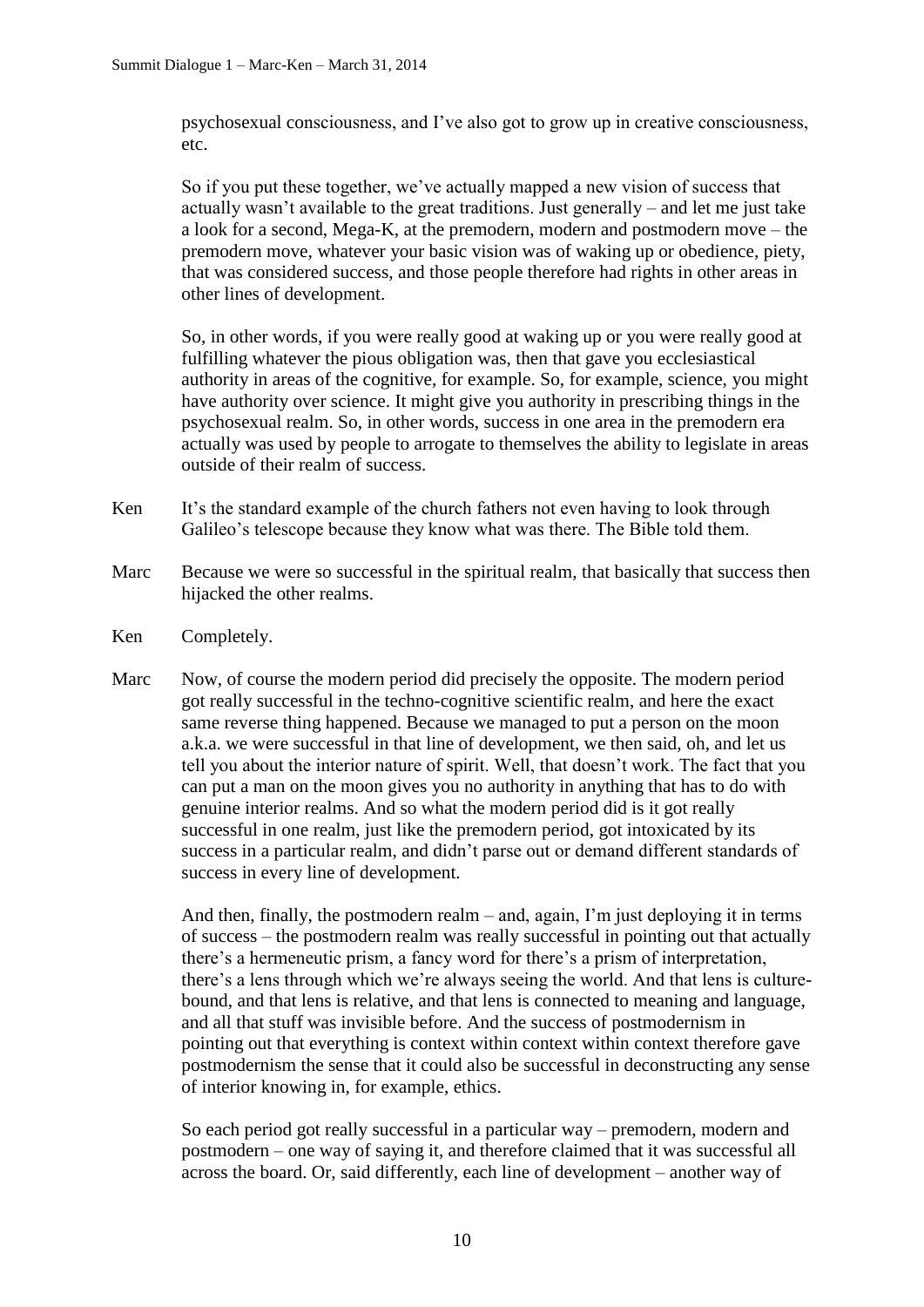psychosexual consciousness, and I've also got to grow up in creative consciousness, etc.

So if you put these together, we've actually mapped a new vision of success that actually wasn't available to the great traditions. Just generally – and let me just take a look for a second, Mega-K, at the premodern, modern and postmodern move – the premodern move, whatever your basic vision was of waking up or obedience, piety, that was considered success, and those people therefore had rights in other areas in other lines of development.

So, in other words, if you were really good at waking up or you were really good at fulfilling whatever the pious obligation was, then that gave you ecclesiastical authority in areas of the cognitive, for example. So, for example, science, you might have authority over science. It might give you authority in prescribing things in the psychosexual realm. So, in other words, success in one area in the premodern era actually was used by people to arrogate to themselves the ability to legislate in areas outside of their realm of success.

Ken It's the standard example of the church fathers not even having to look through Galileo's telescope because they know what was there. The Bible told them.

Marc Because we were so successful in the spiritual realm, that basically that success then hijacked the other realms.

Ken Completely.

Marc Now, of course the modern period did precisely the opposite. The modern period got really successful in the techno-cognitive scientific realm, and here the exact same reverse thing happened. Because we managed to put a person on the moon a.k.a. we were successful in that line of development, we then said, oh, and let us tell you about the interior nature of spirit. Well, that doesn't work. The fact that you can put a man on the moon gives you no authority in anything that has to do with genuine interior realms. And so what the modern period did is it got really successful in one realm, just like the premodern period, got intoxicated by its success in a particular realm, and didn't parse out or demand different standards of success in every line of development.

And then, finally, the postmodern realm – and, again, I'm just deploying it in terms of success – the postmodern realm was really successful in pointing out that actually there's a hermeneutic prism, a fancy word for there's a prism of interpretation, there's a lens through which we're always seeing the world. And that lens is culture-bound, and that lens is relative, and that lens is connected to meaning and language, and all that stuff was invisible before. And the success of postmodernism in pointing out that everything is context within context within context therefore gave postmodernism the sense that it could also be successful in deconstructing any sense of interior knowing in, for example, ethics.

So each period got really successful in a particular way – premodern, modern and postmodern – one way of saying it, and therefore claimed that it was successful all across the board. Or, said differently, each line of development – another way of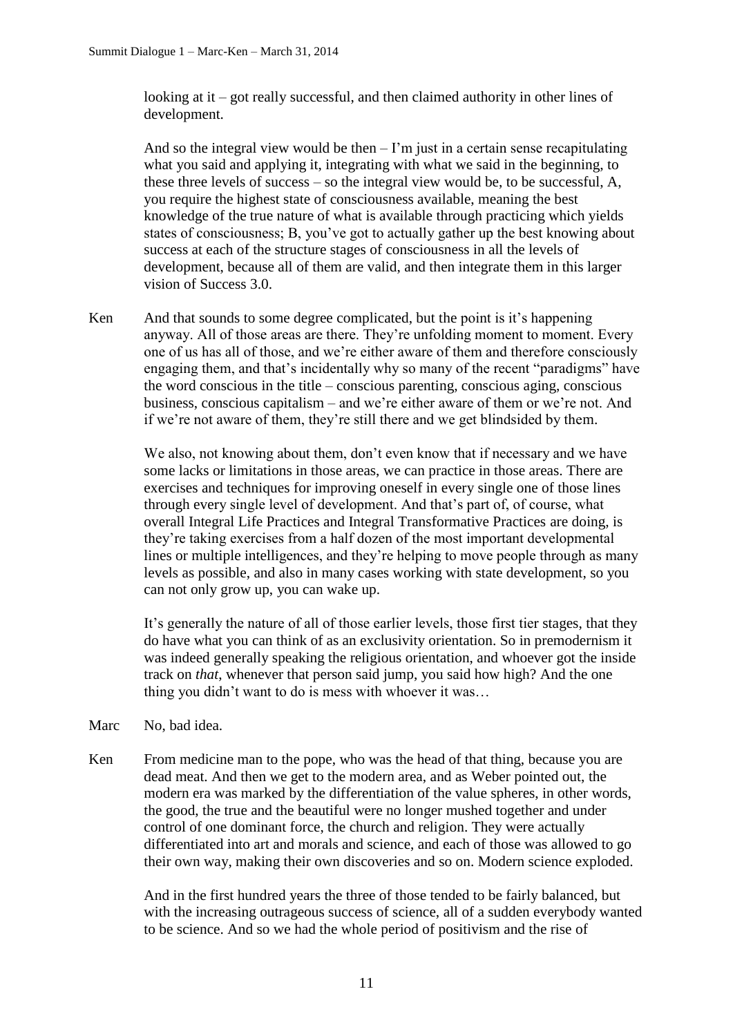looking at it – got really successful, and then claimed authority in other lines of development.

And so the integral view would be then – I'm just in a certain sense recapitulating what you said and applying it, integrating with what we said in the beginning, to these three levels of success – so the integral view would be, to be successful, A, you require the highest state of consciousness available, meaning the best knowledge of the true nature of what is available through practicing which yields states of consciousness; B, you've got to actually gather up the best knowing about success at each of the structure stages of consciousness in all the levels of development, because all of them are valid, and then integrate them in this larger vision of Success 3.0.

**Ken** And that sounds to some degree complicated, but the point is it's happening anyway. All of those areas are there. They're unfolding moment to moment. Every one of us has all of those, and we're either aware of them and therefore consciously engaging them, and that's incidentally why so many of the recent "paradigms" have the word conscious in the title – conscious parenting, conscious aging, conscious business, conscious capitalism – and we're either aware of them or we're not. And if we're not aware of them, they're still there and we get blindsided by them.

We also, not knowing about them, don't even know that if necessary and we have some lacks or limitations in those areas, we can practice in those areas. There are exercises and techniques for improving oneself in every single one of those lines through every single level of development. And that's part of, of course, what overall Integral Life Practices and Integral Transformative Practices are doing, is they're taking exercises from a half dozen of the most important developmental lines or multiple intelligences, and they're helping to move people through as many levels as possible, and also in many cases working with state development, so you can not only grow up, you can wake up.

It's generally the nature of all of those earlier levels, those first tier stages, that they do have what you can think of as an exclusivity orientation. So in premodernism it was indeed generally speaking the religious orientation, and whoever got the inside track on *that*, whenever that person said jump, you said how high? And the one thing you didn't want to do is mess with whoever it was…

**Marc** No, bad idea.

**Ken** From medicine man to the pope, who was the head of that thing, because you are dead meat. And then we get to the modern area, and as Weber pointed out, the modern era was marked by the differentiation of the value spheres, in other words, the good, the true and the beautiful were no longer mushed together and under control of one dominant force, the church and religion. They were actually differentiated into art and morals and science, and each of those was allowed to go their own way, making their own discoveries and so on. Modern science exploded.

And in the first hundred years the three of those tended to be fairly balanced, but with the increasing outrageous success of science, all of a sudden everybody wanted to be science. And so we had the whole period of positivism and the rise of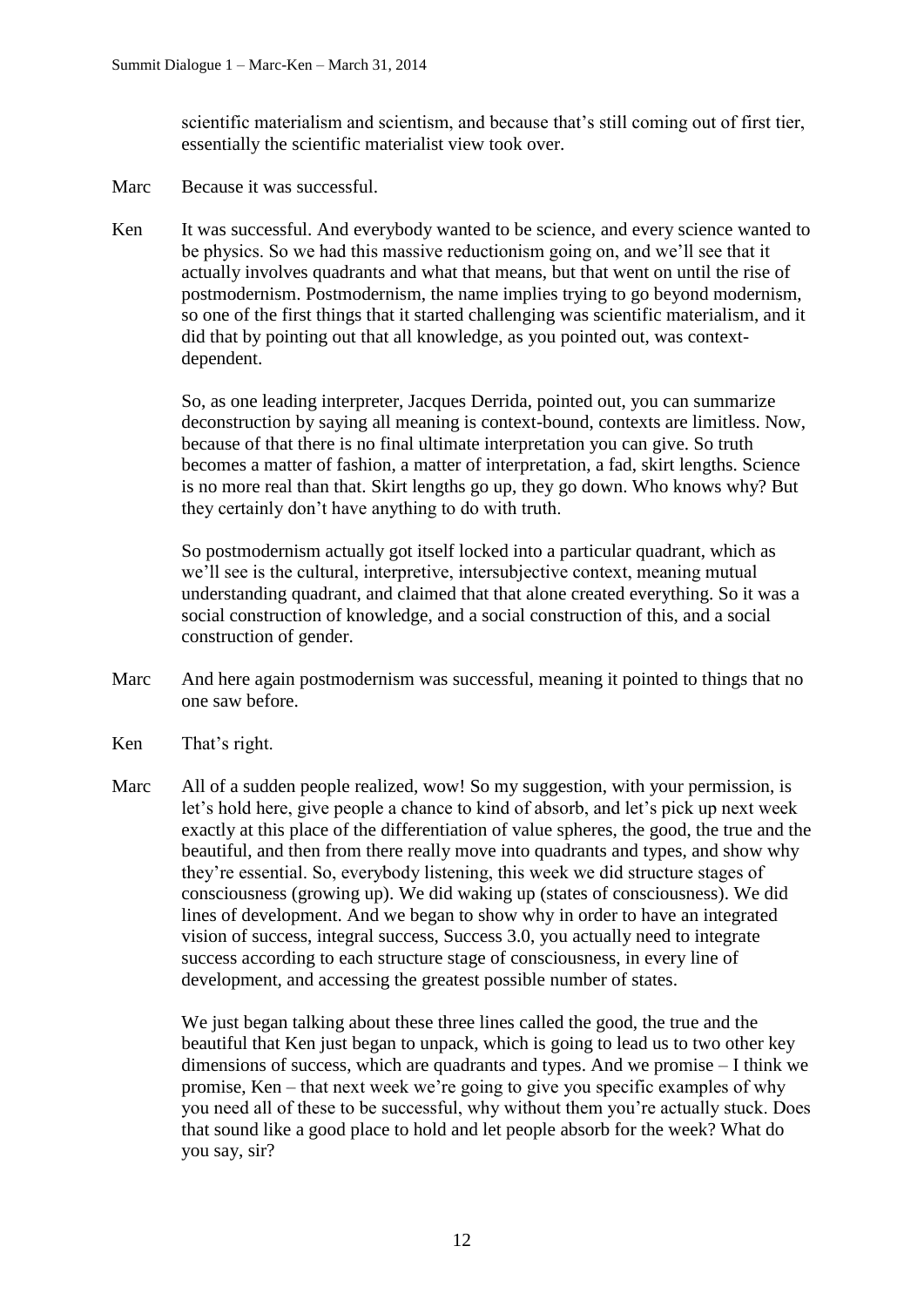scientific materialism and scientism, and because that's still coming out of first tier, essentially the scientific materialist view took over.

**Marc** Because it was successful.

**Ken** It was successful. And everybody wanted to be science, and every science wanted to be physics. So we had this massive reductionism going on, and we'll see that it actually involves quadrants and what that means, but that went on until the rise of postmodernism. Postmodernism, the name implies trying to go beyond modernism, so one of the first things that it started challenging was scientific materialism, and it did that by pointing out that all knowledge, as you pointed out, was context-dependent.

So, as one leading interpreter, Jacques Derrida, pointed out, you can summarize deconstruction by saying all meaning is context-bound, contexts are limitless. Now, because of that there is no final ultimate interpretation you can give. So truth becomes a matter of fashion, a matter of interpretation, a fad, skirt lengths. Science is no more real than that. Skirt lengths go up, they go down. Who knows why? But they certainly don't have anything to do with truth.

So postmodernism actually got itself locked into a particular quadrant, which as we'll see is the cultural, interpretive, intersubjective context, meaning mutual understanding quadrant, and claimed that that alone created everything. So it was a social construction of knowledge, and a social construction of this, and a social construction of gender.

**Marc** And here again postmodernism was successful, meaning it pointed to things that no one saw before.

**Ken** That's right.

**Marc** All of a sudden people realized, wow! So my suggestion, with your permission, is let's hold here, give people a chance to kind of absorb, and let's pick up next week exactly at this place of the differentiation of value spheres, the good, the true and the beautiful, and then from there really move into quadrants and types, and show why they're essential. So, everybody listening, this week we did structure stages of consciousness (growing up). We did waking up (states of consciousness). We did lines of development. And we began to show why in order to have an integrated vision of success, integral success, Success 3.0, you actually need to integrate success according to each structure stage of consciousness, in every line of development, and accessing the greatest possible number of states.

We just began talking about these three lines called the good, the true and the beautiful that Ken just began to unpack, which is going to lead us to two other key dimensions of success, which are quadrants and types. And we promise – I think we promise, Ken – that next week we're going to give you specific examples of why you need all of these to be successful, why without them you're actually stuck. Does that sound like a good place to hold and let people absorb for the week? What do you say, sir?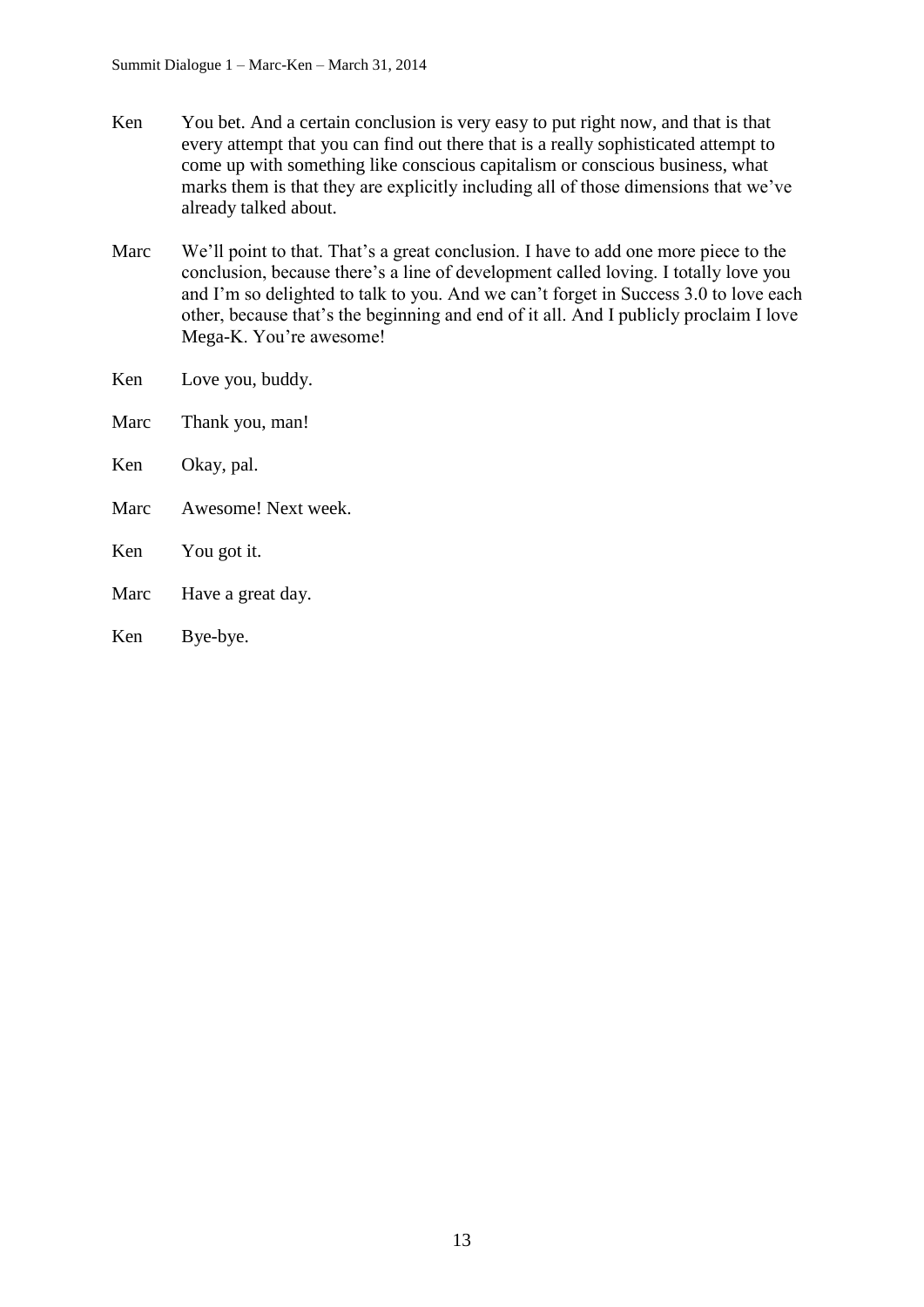**Ken** You bet. And a certain conclusion is very easy to put right now, and that is that every attempt that you can find out there that is a really sophisticated attempt to come up with something like conscious capitalism or conscious business, what marks them is that they are explicitly including all of those dimensions that we've already talked about.

**Marc** We'll point to that. That's a great conclusion. I have to add one more piece to the conclusion, because there's a line of development called loving. I totally love you and I'm so delighted to talk to you. And we can't forget in Success 3.0 to love each other, because that's the beginning and end of it all. And I publicly proclaim I love Mega-K. You're awesome!

**Ken** Love you, buddy.

**Marc** Thank you, man!

**Ken** Okay, pal.

**Marc** Awesome! Next week.

**Ken** You got it.

**Marc** Have a great day.

**Ken** Bye-bye.